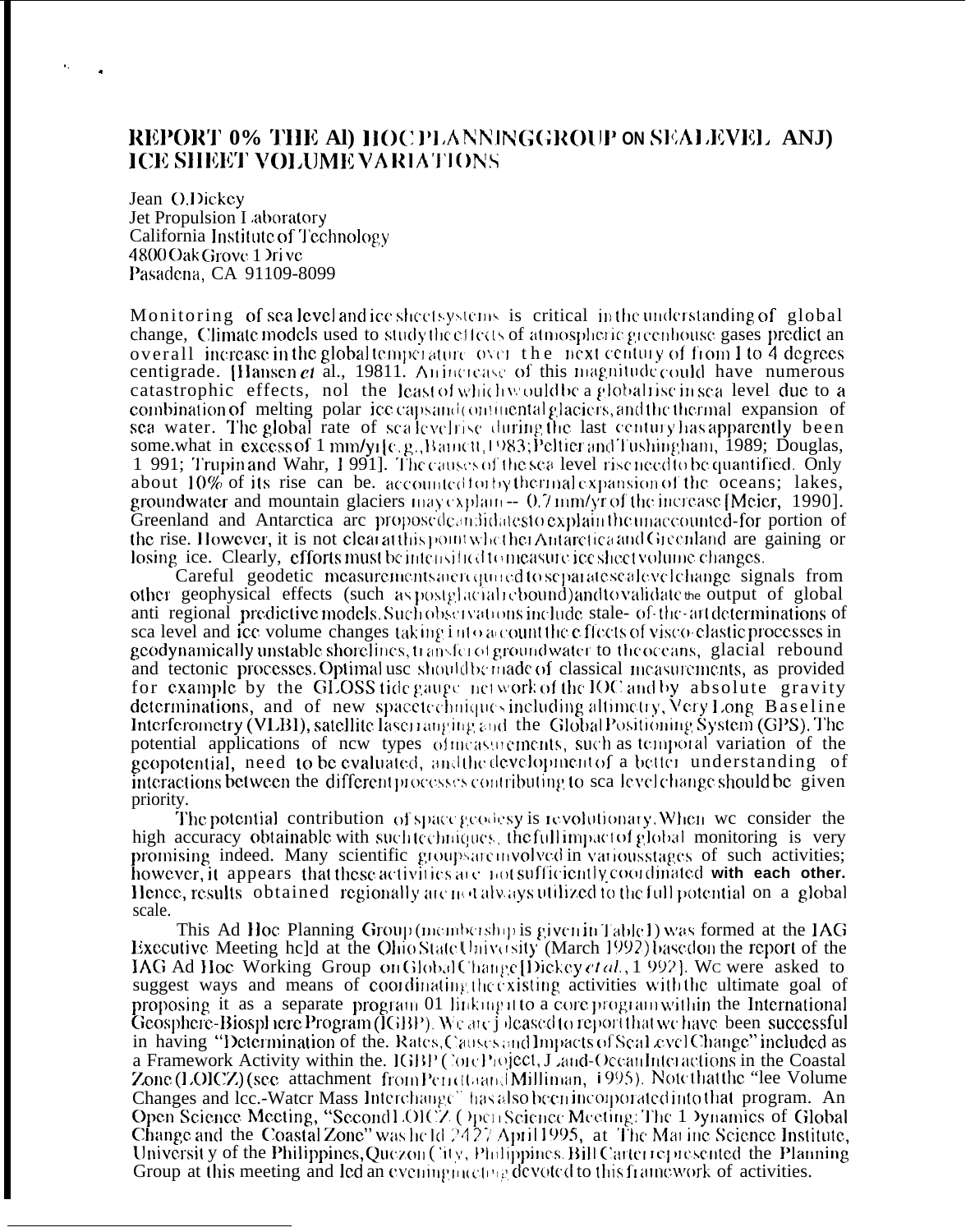# REPORT OF THE AD HOC PLANNING GROUP ON SEA LEVEL AND ICE SHEET VOLUME VARIATIONS

Jean O. Dickey
Jet Propulsion Laboratory
California Institute of Technology
4800 Oak Grove Drive
Pasadena, CA 91109-8099

Monitoring of sea level and ice sheet systems is critical in the understanding of global change. Climate models used to study the effects of atmospheric greenhouse gases predict an overall increase in the global temperature over the next century of from 1 to 4 degrees centigrade. [Hansen *et* al., 1981]. An increase of this magnitude could have numerous catastrophic effects, not the least of which would be a global rise in sea level due to a combination of melting polar ice caps and continental glaciers, and the thermal expansion of sea water. The global rate of sea level rise during the last century has apparently been somewhat in excess of 1 mm/yr [e.g., Barnett, 1983; Peltier and Tushingham, 1989; Douglas, 1991; Trupin and Wahr, 1991]. The causes of the sea level rise need to be quantified. Only about 10% of its rise can be accounted for by thermal expansion of the oceans; lakes, groundwater and mountain glaciers may explain ~ 0.7 mm/yr of the increase [Meier, 1990]. Greenland and Antarctica are proposed candidates to explain the unaccounted-for portion of the rise. However, it is not clear at this point whether Antarctica and Greenland are gaining or losing ice. Clearly, efforts must be intensified to measure ice sheet volume changes.

Careful geodetic measurements are required to separate sea level change signals from other geophysical effects (such as postglacial rebound) and to validate the output of global and regional predictive models. Such observations include state-of-the-art determinations of sea level and ice volume changes taking into account the effects of visco-elastic processes in geodynamically unstable shorelines, transfer of groundwater to the oceans, glacial rebound and tectonic processes. Optimal use should be made of classical measurements, as provided for example by the GLOSS tide gauge network of the IOC and by absolute gravity determinations, and of new space techniques including altimetry, Very Long Baseline Interferometry (VLBI), satellite laser ranging and the Global Positioning System (GPS). The potential applications of new types of measurements, such as temporal variation of the geopotential, need to be evaluated, and the development of a better understanding of interactions between the different processes contributing to sea level change should be given priority.

The potential contribution of space geodesy is revolutionary. When we consider the high accuracy obtainable with such techniques, the full impact of global monitoring is very promising indeed. Many scientific groups are involved in various stages of such activities; however, it appears that these activities are not sufficiently coordinated **with each other.** Hence, results obtained regionally are not always utilized to the full potential on a global scale.

This Ad Hoc Planning Group (membership is given in Table 1) was formed at the IAG Executive Meeting held at the Ohio State University (March 1992) based on the report of the IAG Ad Hoc Working Group on Global Change [Dickey *et al.*, 1992]. We were asked to suggest ways and means of coordinating the existing activities with the ultimate goal of proposing it as a separate program or linking it to a core program within the International Geosphere-Biosphere Program (IGBP). We are pleased to report that we have been successful in having "Determination of the. Rates, Causes and Impacts of Sea Level Change" included as a Framework Activity within the. IGBP Core Project, Land-Ocean Interactions in the Coastal Zone (LOICZ) (see attachment from Pernetta and Milliman, 1995). Note that the "Ice Volume Changes and Ice-Water Mass Interchange" has also been incorporated into that program. An Open Science Meeting, "Second LOICZ Open Science Meeting: The Dynamics of Global Change and the Coastal Zone" was held 24-27 April 1995, at The Marine Science Institute, University of the Philippines, Quezon City, Philippines. Bill Carter represented the Planning Group at this meeting and led an evening meeting devoted to this framework of activities.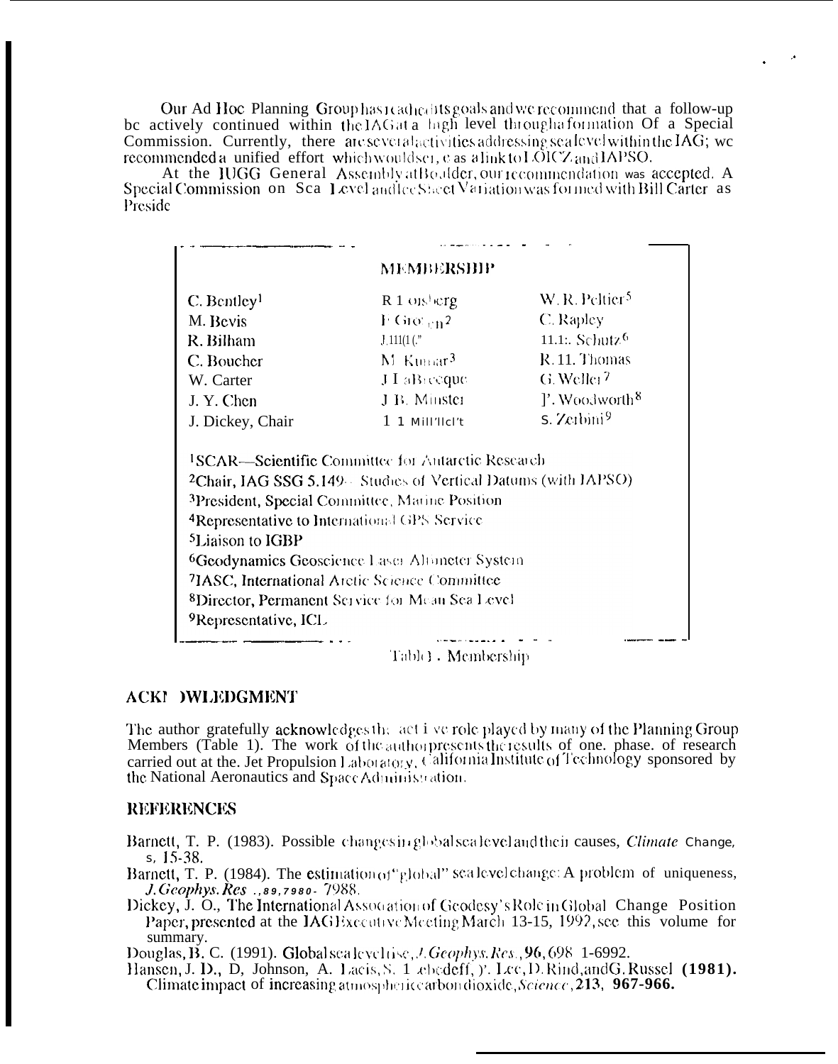Our Ad Hoc Planning Group has reached its goals and we recommend that a follow-up be actively continued within the IAG at a high level through a formation Of a Special Commission. Currently, there are several activities addressing sea level within the IAG; we recommended a unified effort which would serve as a link to LOICZ and IAPSO.

At the IUGG General Assembly at Boulder, our recommendation was accepted. A Special Commission on Sea Level and Ice Sheet Variation was formed with Bill Carter as Preside

| MEMBERSHIP | | |
|---|---|---|
| C. Bentley[1] | R 1 orsberg | W. R. Peltier[5] |
| M. Bevis | F Groten[2] | C. Rapley |
| R. Bilham | J. 111(1(" | 11.1:. Schutz[6] |
| C. Boucher | M. Kumar[3] | R. 11. Thomas |
| W. Carter | J I aBrecque | G. Weller[7] |
| J. Y. Chen | J B. Minster | ]'. Woodworth[8] |
| J. Dickey, Chair | 1 1 Mill'llcl't | S. Zerbini[9] |

[1]SCAR—Scientific Committee for Antarctic Research
[2]Chair, IAG SSG 5.149 - Studies of Vertical Datums (with IAPSO)
[3]President, Special Committee, Marine Position
[4]Representative to International GPS Service
[5]Liaison to IGBP
[6]Geodynamics Geoscience Laser Altimeter System
[7]IASC, International Arctic Science Committee
[8]Director, Permanent Service for Mean Sea Level
[9]Representative, ICL

Table 1. Membership

## ACKNOWLEDGMENT

The author gratefully acknowledges the active role played by many of the Planning Group Members (Table 1). The work of the author presents the results of one. phase. of research carried out at the. Jet Propulsion Laboratory, California Institute of Technology sponsored by the National Aeronautics and Space Administration.

## REFERENCES

Barnett, T. P. (1983). Possible changes in global sea level and their causes, *Climate* Change, s, 15-38.

Barnett, T. P. (1984). The estimation of "global" sea level change: A problem of uniqueness, *J. Geophys. Res* ., *89*, *7980*- 7988.

Dickey, J. O., The International Association of Geodesy's Role in Global Change Position Paper, presented at the IAG Executive Meeting March 13-15, 1992, see this volume for summary.

Douglas, B. C. (1991). Global sea level rise, *J. Geophys. Res.*, **96**, 698 1-6992.

Hansen, J. D., D, Johnson, A. Lacis, S. Lebedeff, )'. Lee, D. Rind, and G. Russel **(1981).** Climate impact of increasing atmospheric carbon dioxide, *Science*, **213**, **967-966.**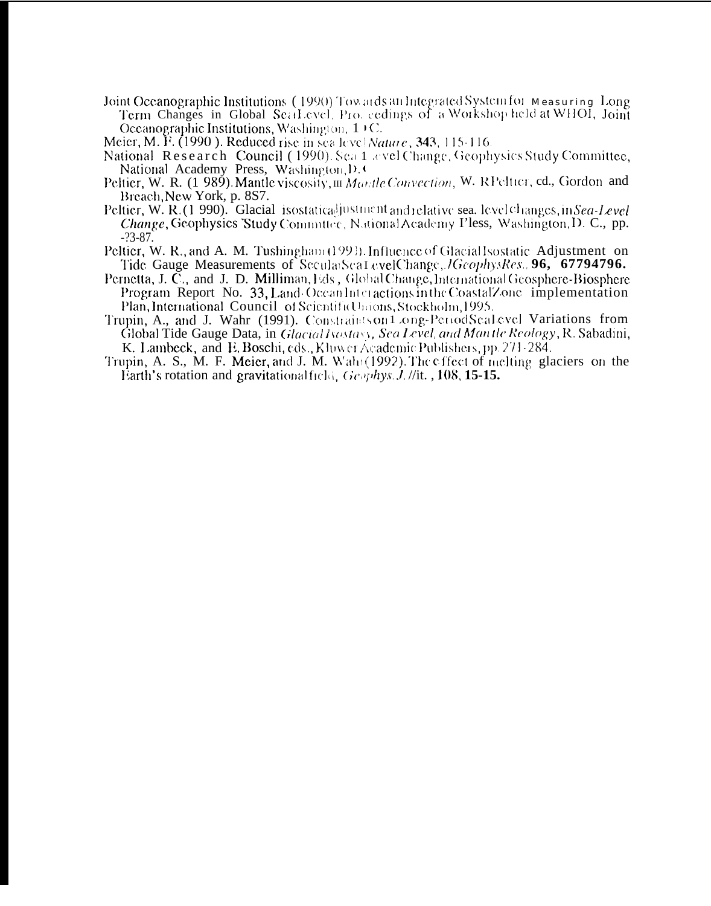Joint Oceanographic Institutions (1990) Towards an Integrated System for Measuring Long Term Changes in Global Sea Level, Proceedings of a Workshop held at WHOI, Joint Oceanographic Institutions, Washington, D C.

Meier, M. F. (1990 ). Reduced rise in sea level *Nature*, **343**, 115-116.

National Research Council (1990). Sea Level Change, Geophysics Study Committee, National Academy Press, Washington, D.C.

Peltier, W. R. (1 989). Mantle viscosity, in *Mantle Convection*, W. R Peltier, ed., Gordon and Breach, New York, p. 8S7.

Peltier, W. R. (1 990). Glacial isostatic adjustment and relative sea. level changes, in *Sea-Level Change*, Geophysics Study Committee, National Academy Press, Washington, D. C., pp. -?3-87.

Peltier, W. R., and A. M. Tushingham (1991). Influence of Glacial Isostatic Adjustment on Tide Gauge Measurements of Secular Sea Level Change, *J Geophys Res.*, **96, 67794796.**

Pernetta, J. C., and J. D. **Milliman**, Eds , Global Change, International Geosphere-Biosphere Program Report No. **33**, Land-Ocean Interactions in the Coastal Zone implementation Plan, International Council of Scientific Unions, Stockholm, 1995.

Trupin, A., and J. Wahr (1991). Constraints on Long-Period Sea Level Variations from Global Tide Gauge Data, in *Glacial Isostasy, Sea Level, and Mantle Reology*, R. Sabadini, K. Lambeck, and E. Boschi, eds., Kluwer Academic Publishers, pp. 271-284.

Trupin, A. S., M. F. **Meier**, and J. M. Wahr (1992). The effect of melting glaciers on the Earth's rotation and gravitational field, *Geophys. J. //it.* , **108**, **15-15.**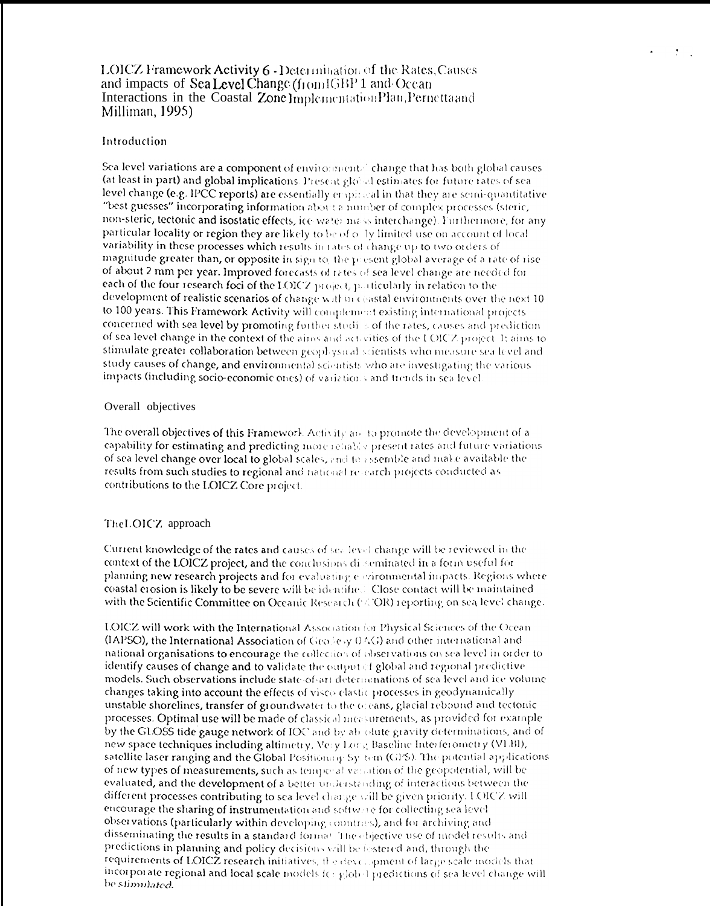# LOICZ Framework Activity 6 - Determination of the Rates, Causes and impacts of Sea Level Change (from IGBP 1 and Ocean Interactions in the Coastal Zone Implementation Plan, Pernetta and Milliman, 1995)

## Introduction

Sea level variations are a component of environmental change that has both global causes (at least in part) and global implications. Present global estimates for future rates of sea level change (e.g. IPCC reports) are essentially empirical in that they are semi-quantitative "best guesses" incorporating information about a number of complex processes (steric, non-steric, tectonic and isostatic effects, ice-water mass interchange). Furthermore, for any particular locality or region they are likely to be of only limited use on account of local variability in these processes which results in rates of change up to two orders of magnitude greater than, or opposite in sign to, the present global average of a rate of rise of about 2 mm per year. Improved forecasts of rates of sea level change are needed for each of the four research foci of the LOICZ project, particularly in relation to the development of realistic scenarios of change within coastal environments over the next 10 to 100 years. This Framework Activity will complement existing international projects concerned with sea level by promoting further studies of the rates, causes and prediction of sea level change in the context of the aims and activities of the LOICZ project. It aims to stimulate greater collaboration between geophysical scientists who measure sea level and study causes of change, and environmental scientists who are investigating the various impacts (including socio-economic ones) of variations and trends in sea level.

## Overall objectives

The overall objectives of this Framework Activity are to promote the development of a capability for estimating and predicting more reliably present rates and future variations of sea level change over local to global scales, and to assemble and make available the results from such studies to regional and national research projects conducted as contributions to the LOICZ Core project.

## The LOICZ approach

Current knowledge of the rates and causes of sea level change will be reviewed in the context of the LOICZ project, and the conclusions disseminated in a form useful for planning new research projects and for evaluating environmental impacts. Regions where coastal erosion is likely to be severe will be identified. Close contact will be maintained with the Scientific Committee on Oceanic Research (SCOR) reporting on sea level change.

LOICZ will work with the International Association for Physical Sciences of the Ocean (IAPSO), the International Association of Geodesy (IAG) and other international and national organisations to encourage the collection of observations on sea level in order to identify causes of change and to validate the output of global and regional predictive models. Such observations include state-of-art determinations of sea level and ice volume changes taking into account the effects of visco-elastic processes in geodynamically unstable shorelines, transfer of groundwater to the oceans, glacial rebound and tectonic processes. Optimal use will be made of classical measurements, as provided for example by the GLOSS tide gauge network of IOC and by absolute gravity determinations, and of new space techniques including altimetry, Very Long Baseline Interferometry (VLBI), satellite laser ranging and the Global Positioning System (GPS). The potential applications of new types of measurements, such as temporal variation of the geopotential, will be evaluated, and the development of a better understanding of interactions between the different processes contributing to sea level change will be given priority. LOICZ will encourage the sharing of instrumentation and software for collecting sea level observations (particularly within developing countries), and for archiving and disseminating the results in a standard format. The objective use of model results and predictions in planning and policy decisions will be fostered and, through the requirements of LOICZ research initiatives, the development of large scale models that incorporate regional and local scale models for global predictions of sea level change will be *stimulated*.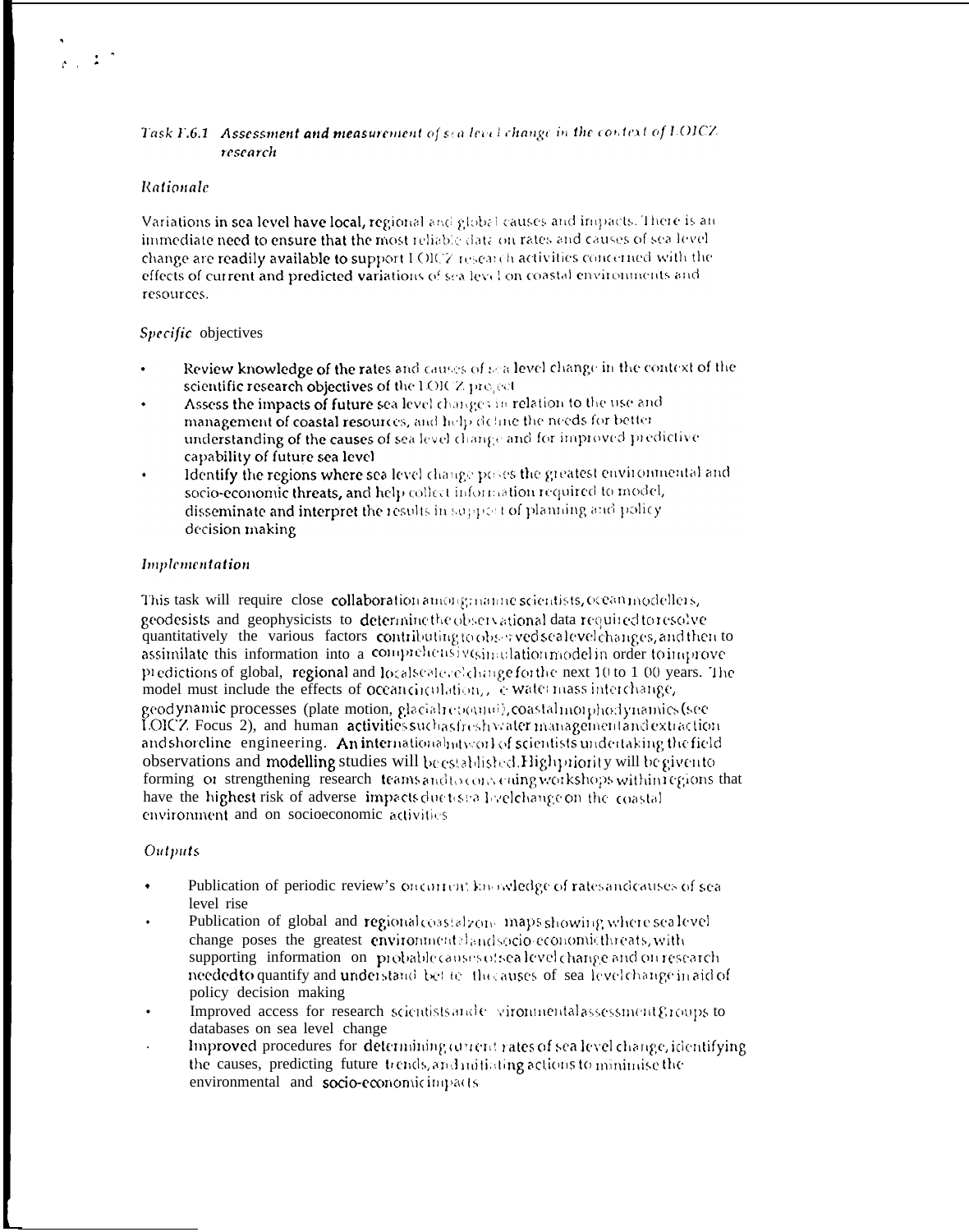### *Task F.6.1 Assessment and measurement of sea level change in the context of LOICZ research*

#### *Rationale*

Variations in sea level have local, regional and global causes and impacts. There is an immediate need to ensure that the most reliable data on rates and causes of sea level change are readily available to support LOICZ research activities concerned with the effects of current and predicted variations of sea level on coastal environments and resources.

#### *Specific objectives*

- Review knowledge of the rates and causes of sea level change in the context of the scientific research objectives of the LOICZ project
- Assess the impacts of future sea level changes in relation to the use and management of coastal resources, and help define the needs for better understanding of the causes of sea level change and for improved predictive capability of future sea level
- Identify the regions where sea level change poses the greatest environmental and socio-economic threats, and help collect information required to model, disseminate and interpret the results in support of planning and policy decision making

#### *Implementation*

This task will require close collaboration among marine scientists, ocean modellers, geodesists and geophysicists to determine the observational data required to resolve quantitatively the various factors contributing to observed sea level changes, and then to assimilate this information into a comprehensive simulation model in order to improve predictions of global, regional and local scale level change for the next 10 to 1 00 years. The model must include the effects of ocean circulation, ice water mass interchange, geodynamic processes (plate motion, glacial rebound), coastal morphodynamics (see LOICZ Focus 2), and human activities such as fresh water management and extraction and shoreline engineering. An international network of scientists undertaking the field observations and modelling studies will be established. High priority will be given to forming or strengthening research teams and to convening workshops within regions that have the highest risk of adverse impacts due to sea level change on the coastal environment and on socioeconomic activities

#### *Outputs*

- Publication of periodic review's on current knowledge of rates and causes of sea level rise
- Publication of global and regional coastal zone maps showing where sea level change poses the greatest environmental and socio-economic threats, with supporting information on probable causes of sea level change and on research needed to quantify and understand better the causes of sea level change in aid of policy decision making
- Improved access for research scientists and environmental assessment groups to databases on sea level change
- Improved procedures for determining current rates of sea level change, identifying the causes, predicting future trends, and initiating actions to minimise the environmental and socio-economic impacts